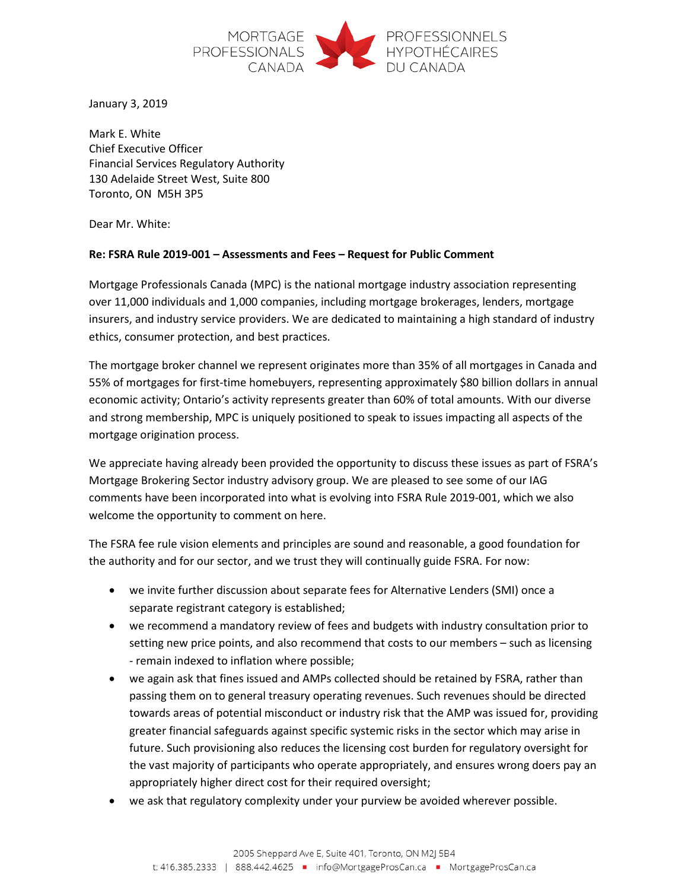MORTGAGE PROFESSIONALS CANADA | PROFESSIONNELS HYPOTHÉCAIRES DU CANADA

January 3, 2019

Mark E. White
Chief Executive Officer
Financial Services Regulatory Authority
130 Adelaide Street West, Suite 800
Toronto, ON M5H 3P5

Dear Mr. White:

**Re: FSRA Rule 2019-001 – Assessments and Fees – Request for Public Comment**

Mortgage Professionals Canada (MPC) is the national mortgage industry association representing over 11,000 individuals and 1,000 companies, including mortgage brokerages, lenders, mortgage insurers, and industry service providers. We are dedicated to maintaining a high standard of industry ethics, consumer protection, and best practices.

The mortgage broker channel we represent originates more than 35% of all mortgages in Canada and 55% of mortgages for first-time homebuyers, representing approximately $80 billion dollars in annual economic activity; Ontario's activity represents greater than 60% of total amounts. With our diverse and strong membership, MPC is uniquely positioned to speak to issues impacting all aspects of the mortgage origination process.

We appreciate having already been provided the opportunity to discuss these issues as part of FSRA's Mortgage Brokering Sector industry advisory group. We are pleased to see some of our IAG comments have been incorporated into what is evolving into FSRA Rule 2019-001, which we also welcome the opportunity to comment on here.

The FSRA fee rule vision elements and principles are sound and reasonable, a good foundation for the authority and for our sector, and we trust they will continually guide FSRA. For now:

- we invite further discussion about separate fees for Alternative Lenders (SMI) once a separate registrant category is established;
- we recommend a mandatory review of fees and budgets with industry consultation prior to setting new price points, and also recommend that costs to our members – such as licensing - remain indexed to inflation where possible;
- we again ask that fines issued and AMPs collected should be retained by FSRA, rather than passing them on to general treasury operating revenues. Such revenues should be directed towards areas of potential misconduct or industry risk that the AMP was issued for, providing greater financial safeguards against specific systemic risks in the sector which may arise in future. Such provisioning also reduces the licensing cost burden for regulatory oversight for the vast majority of participants who operate appropriately, and ensures wrong doers pay an appropriately higher direct cost for their required oversight;
- we ask that regulatory complexity under your purview be avoided wherever possible.

2005 Sheppard Ave E, Suite 401, Toronto, ON M2J 5B4
t: 416.385.2333 | 888.442.4625 ▪ info@MortgageProsCan.ca ▪ MortgageProsCan.ca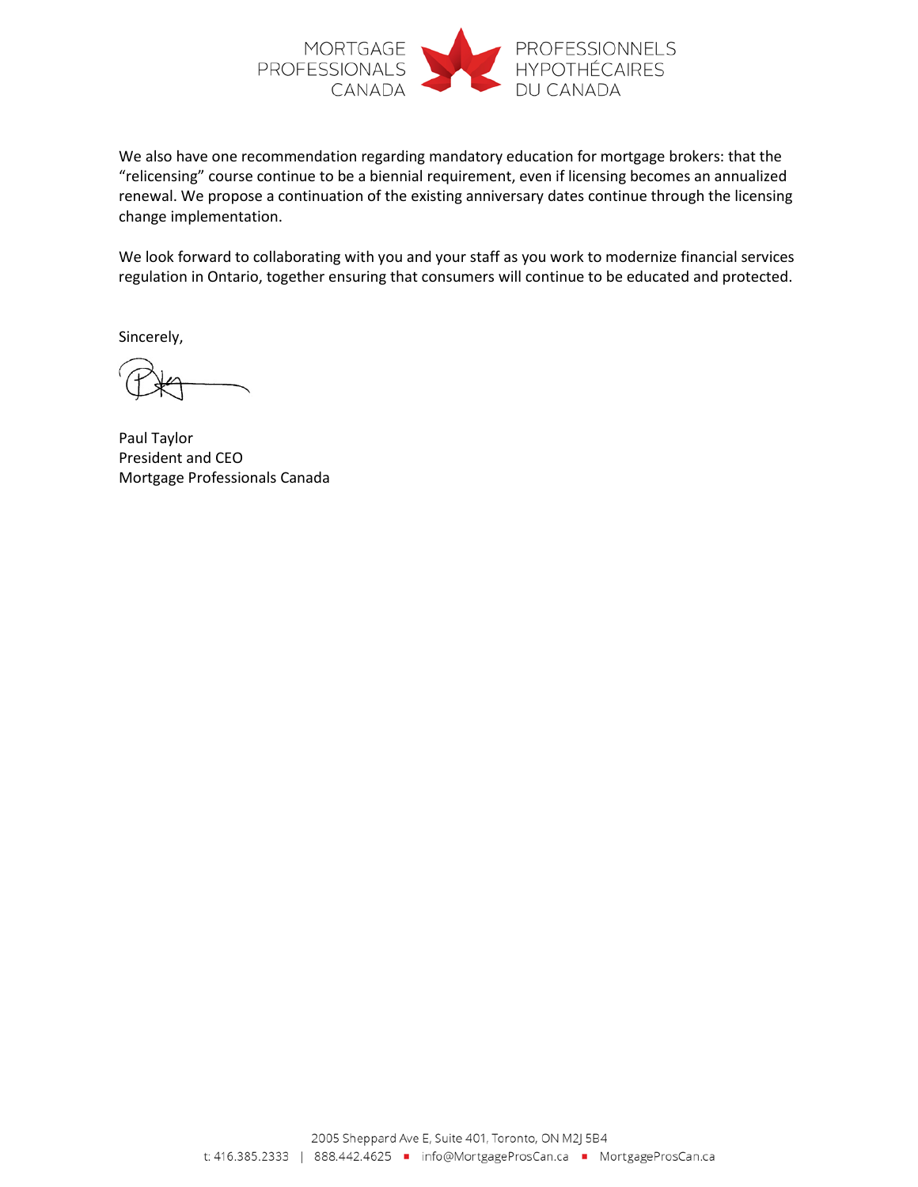We also have one recommendation regarding mandatory education for mortgage brokers: that the "relicensing" course continue to be a biennial requirement, even if licensing becomes an annualized renewal. We propose a continuation of the existing anniversary dates continue through the licensing change implementation.

We look forward to collaborating with you and your staff as you work to modernize financial services regulation in Ontario, together ensuring that consumers will continue to be educated and protected.

Sincerely,

Paul Taylor
President and CEO
Mortgage Professionals Canada